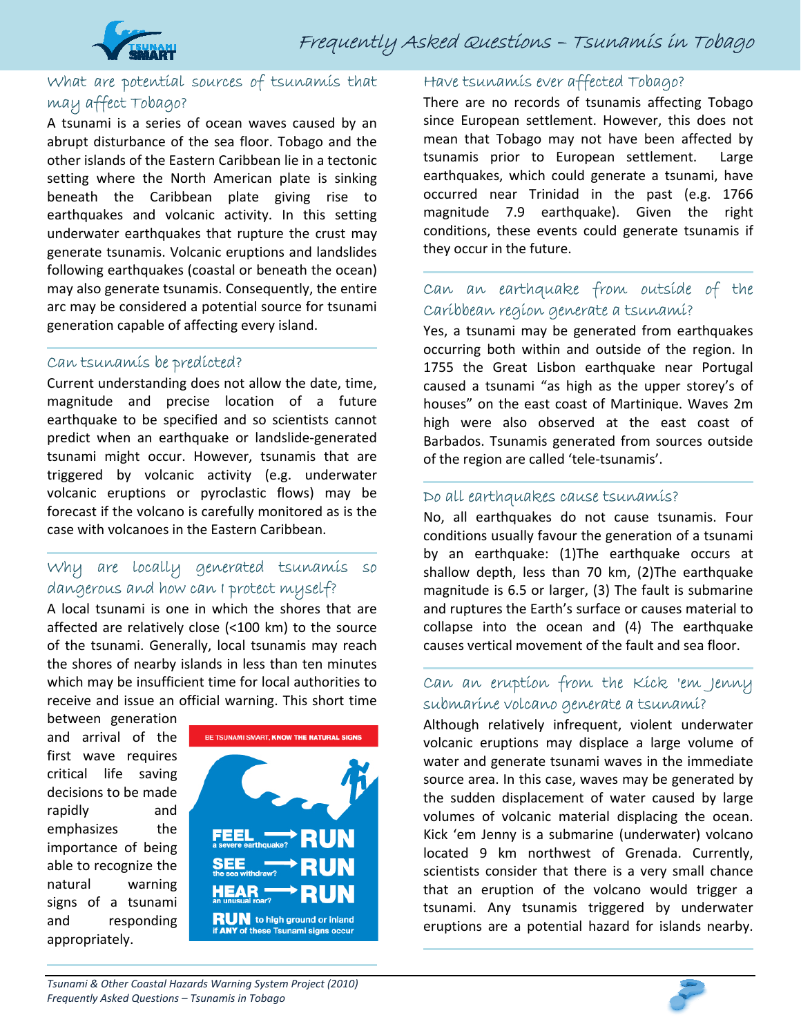# Frequently Asked Questions – Tsunamis in Tobago

## What are potential sources of tsunamis that may affect Tobago?

A tsunami is a series of ocean waves caused by an abrupt disturbance of the sea floor. Tobago and the other islands of the Eastern Caribbean lie in a tectonic setting where the North American plate is sinking beneath the Caribbean plate giving rise to earthquakes and volcanic activity. In this setting underwater earthquakes that rupture the crust may generate tsunamis. Volcanic eruptions and landslides following earthquakes (coastal or beneath the ocean) may also generate tsunamis. Consequently, the entire arc may be considered a potential source for tsunami generation capable of affecting every island.

## Can tsunamis be predicted?

Current understanding does not allow the date, time, magnitude and precise location of a future earthquake to be specified and so scientists cannot predict when an earthquake or landslide-generated tsunami might occur. However, tsunamis that are triggered by volcanic activity (e.g. underwater volcanic eruptions or pyroclastic flows) may be forecast if the volcano is carefully monitored as is the case with volcanoes in the Eastern Caribbean.

## Why are locally generated tsunamis so dangerous and how can I protect myself?

A local tsunami is one in which the shores that are affected are relatively close (<100 km) to the source of the tsunami. Generally, local tsunamis may reach the shores of nearby islands in less than ten minutes which may be insufficient time for local authorities to receive and issue an official warning. This short time between generation and arrival of the first wave requires critical life saving decisions to be made rapidly and emphasizes the importance of being able to recognize the natural warning signs of a tsunami and responding appropriately.

**BE TSUNAMI SMART, KNOW THE NATURAL SIGNS**

- **FEEL** a severe earthquake? → **RUN**
- **SEE** the sea withdraw? → **RUN**
- **HEAR** an unusual roar? → **RUN**

**RUN** to high ground or inland if **ANY** of these Tsunami signs occur

## Have tsunamis ever affected Tobago?

There are no records of tsunamis affecting Tobago since European settlement. However, this does not mean that Tobago may not have been affected by tsunamis prior to European settlement. Large earthquakes, which could generate a tsunami, have occurred near Trinidad in the past (e.g. 1766 magnitude 7.9 earthquake). Given the right conditions, these events could generate tsunamis if they occur in the future.

## Can an earthquake from outside of the Caribbean region generate a tsunami?

Yes, a tsunami may be generated from earthquakes occurring both within and outside of the region. In 1755 the Great Lisbon earthquake near Portugal caused a tsunami "as high as the upper storey's of houses" on the east coast of Martinique. Waves 2m high were also observed at the east coast of Barbados. Tsunamis generated from sources outside of the region are called 'tele-tsunamis'.

## Do all earthquakes cause tsunamis?

No, all earthquakes do not cause tsunamis. Four conditions usually favour the generation of a tsunami by an earthquake: (1)The earthquake occurs at shallow depth, less than 70 km, (2)The earthquake magnitude is 6.5 or larger, (3) The fault is submarine and ruptures the Earth's surface or causes material to collapse into the ocean and (4) The earthquake causes vertical movement of the fault and sea floor.

## Can an eruption from the Kick 'em Jenny submarine volcano generate a tsunami?

Although relatively infrequent, violent underwater volcanic eruptions may displace a large volume of water and generate tsunami waves in the immediate source area. In this case, waves may be generated by the sudden displacement of water caused by large volumes of volcanic material displacing the ocean. Kick 'em Jenny is a submarine (underwater) volcano located 9 km northwest of Grenada. Currently, scientists consider that there is a very small chance that an eruption of the volcano would trigger a tsunami. Any tsunamis triggered by underwater eruptions are a potential hazard for islands nearby.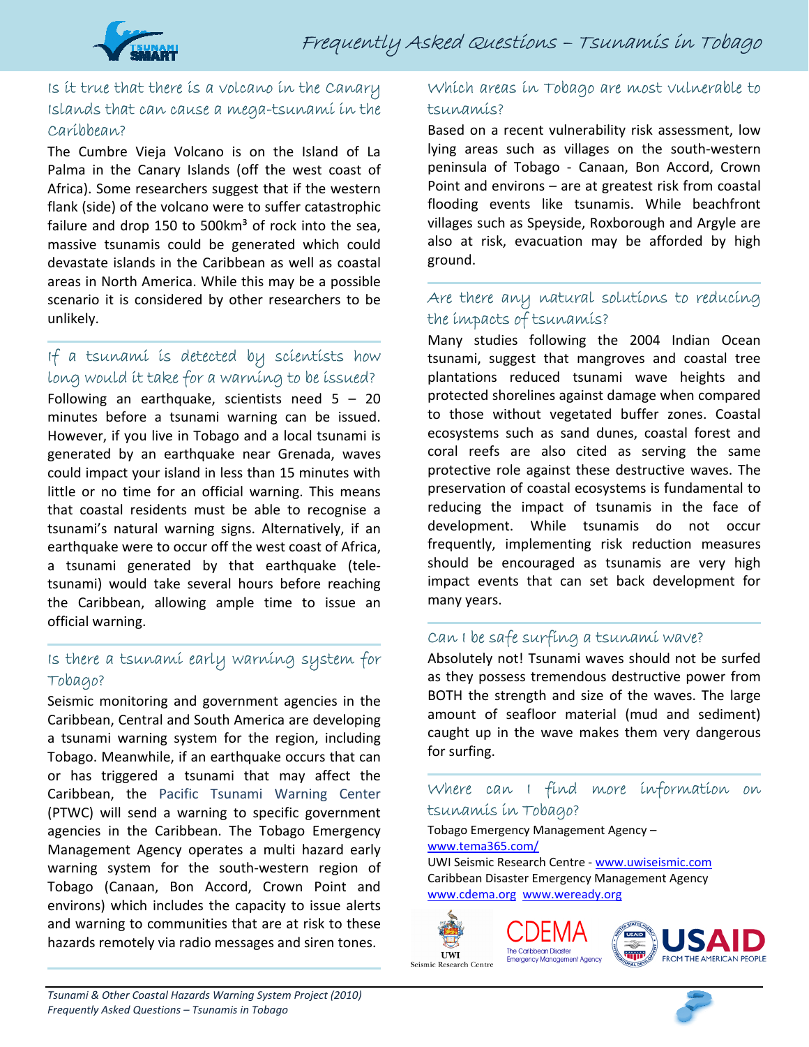## Is it true that there is a volcano in the Canary Islands that can cause a mega-tsunami in the Caribbean?

The Cumbre Vieja Volcano is on the Island of La Palma in the Canary Islands (off the west coast of Africa). Some researchers suggest that if the western flank (side) of the volcano were to suffer catastrophic failure and drop 150 to 500km³ of rock into the sea, massive tsunamis could be generated which could devastate islands in the Caribbean as well as coastal areas in North America. While this may be a possible scenario it is considered by other researchers to be unlikely.

## If a tsunami is detected by scientists how long would it take for a warning to be issued?

Following an earthquake, scientists need 5 – 20 minutes before a tsunami warning can be issued. However, if you live in Tobago and a local tsunami is generated by an earthquake near Grenada, waves could impact your island in less than 15 minutes with little or no time for an official warning. This means that coastal residents must be able to recognise a tsunami's natural warning signs. Alternatively, if an earthquake were to occur off the west coast of Africa, a tsunami generated by that earthquake (tele-tsunami) would take several hours before reaching the Caribbean, allowing ample time to issue an official warning.

## Is there a tsunami early warning system for Tobago?

Seismic monitoring and government agencies in the Caribbean, Central and South America are developing a tsunami warning system for the region, including Tobago. Meanwhile, if an earthquake occurs that can or has triggered a tsunami that may affect the Caribbean, the Pacific Tsunami Warning Center (PTWC) will send a warning to specific government agencies in the Caribbean. The Tobago Emergency Management Agency operates a multi hazard early warning system for the south-western region of Tobago (Canaan, Bon Accord, Crown Point and environs) which includes the capacity to issue alerts and warning to communities that are at risk to these hazards remotely via radio messages and siren tones.

## Which areas in Tobago are most vulnerable to tsunamis?

Based on a recent vulnerability risk assessment, low lying areas such as villages on the south-western peninsula of Tobago - Canaan, Bon Accord, Crown Point and environs – are at greatest risk from coastal flooding events like tsunamis. While beachfront villages such as Speyside, Roxborough and Argyle are also at risk, evacuation may be afforded by high ground.

## Are there any natural solutions to reducing the impacts of tsunamis?

Many studies following the 2004 Indian Ocean tsunami, suggest that mangroves and coastal tree plantations reduced tsunami wave heights and protected shorelines against damage when compared to those without vegetated buffer zones. Coastal ecosystems such as sand dunes, coastal forest and coral reefs are also cited as serving the same protective role against these destructive waves. The preservation of coastal ecosystems is fundamental to reducing the impact of tsunamis in the face of development. While tsunamis do not occur frequently, implementing risk reduction measures should be encouraged as tsunamis are very high impact events that can set back development for many years.

## Can I be safe surfing a tsunami wave?

Absolutely not! Tsunami waves should not be surfed as they possess tremendous destructive power from BOTH the strength and size of the waves. The large amount of seafloor material (mud and sediment) caught up in the wave makes them very dangerous for surfing.

## Where can I find more information on tsunamis in Tobago?

Tobago Emergency Management Agency – www.tema365.com/

UWI Seismic Research Centre - www.uwiseismic.com

Caribbean Disaster Emergency Management Agency www.cdema.org www.weready.org

*Tsunami & Other Coastal Hazards Warning System Project (2010)*
*Frequently Asked Questions – Tsunamis in Tobago*